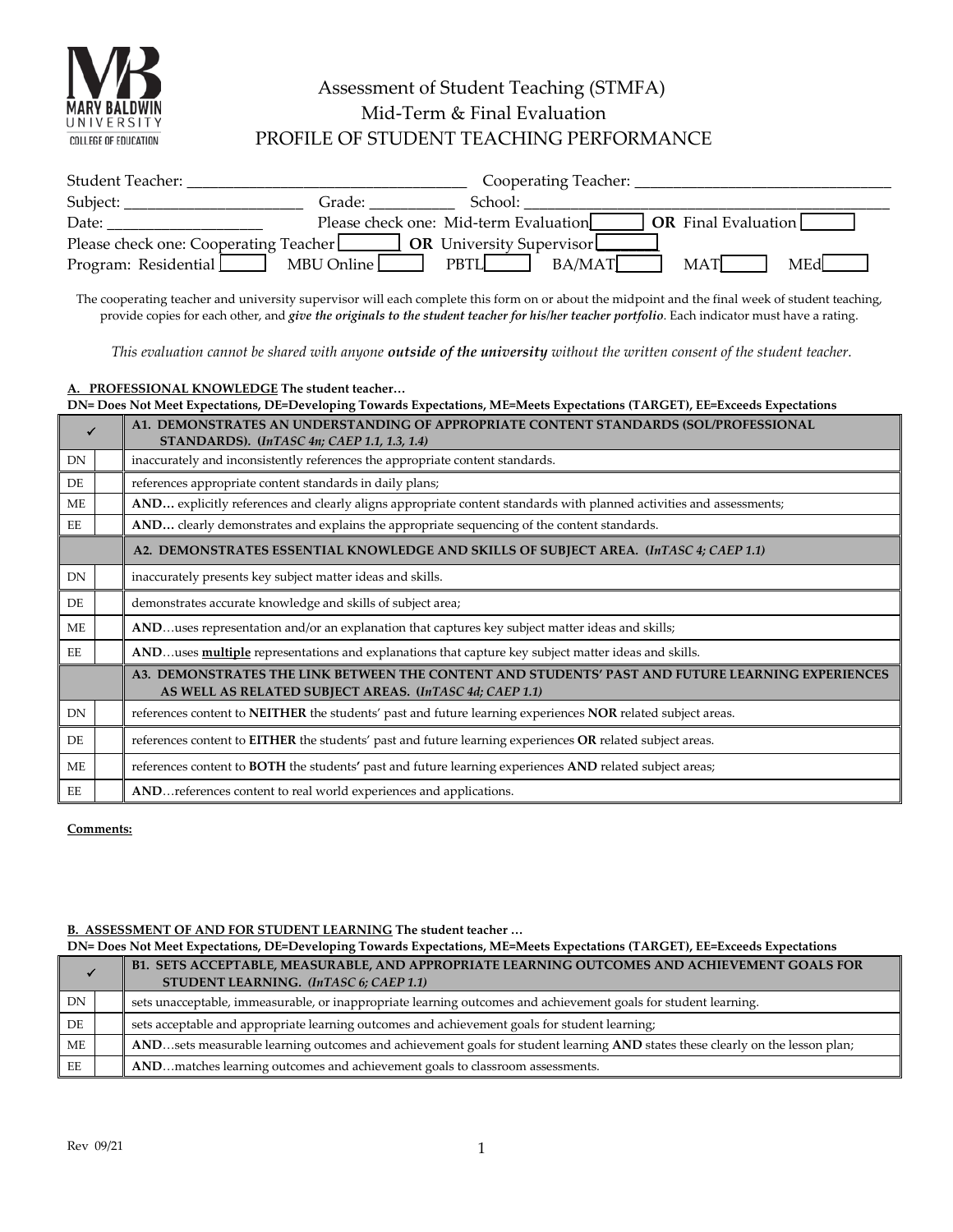# Assessment of Student Teaching (STMFA)
## Mid-Term & Final Evaluation
## PROFILE OF STUDENT TEACHING PERFORMANCE

Student Teacher: ____________________ Cooperating Teacher: ____________________

Subject: ____________ Grade: ________ School: ____________________

Date: ____________ Please check one: Mid-term Evaluation ☐ **OR** Final Evaluation ☐

Please check one: Cooperating Teacher ☐ **OR** University Supervisor ☐

Program: Residential ☐ MBU Online ☐ PBTL ☐ BA/MAT ☐ MAT ☐ MEd ☐

The cooperating teacher and university supervisor will each complete this form on or about the midpoint and the final week of student teaching, provide copies for each other, and *give the originals to the student teacher for his/her teacher portfolio*. Each indicator must have a rating.

*This evaluation cannot be shared with anyone* ***outside of the university*** *without the written consent of the student teacher.*

**A. PROFESSIONAL KNOWLEDGE The student teacher…**

**DN= Does Not Meet Expectations, DE=Developing Towards Expectations, ME=Meets Expectations (TARGET), EE=Exceeds Expectations**

| ✓ | | **A1. DEMONSTRATES AN UNDERSTANDING OF APPROPRIATE CONTENT STANDARDS (SOL/PROFESSIONAL STANDARDS). (*InTASC 4n; CAEP 1.1, 1.3, 1.4*)** |
|---|---|---|
| DN | | inaccurately and inconsistently references the appropriate content standards. |
| DE | | references appropriate content standards in daily plans; |
| ME | | **AND…** explicitly references and clearly aligns appropriate content standards with planned activities and assessments; |
| EE | | **AND…** clearly demonstrates and explains the appropriate sequencing of the content standards. |
| | | **A2. DEMONSTRATES ESSENTIAL KNOWLEDGE AND SKILLS OF SUBJECT AREA. (*InTASC 4; CAEP 1.1*)** |
| DN | | inaccurately presents key subject matter ideas and skills. |
| DE | | demonstrates accurate knowledge and skills of subject area; |
| ME | | **AND**…uses representation and/or an explanation that captures key subject matter ideas and skills; |
| EE | | **AND**…uses **multiple** representations and explanations that capture key subject matter ideas and skills. |
| | | **A3. DEMONSTRATES THE LINK BETWEEN THE CONTENT AND STUDENTS' PAST AND FUTURE LEARNING EXPERIENCES AS WELL AS RELATED SUBJECT AREAS. (*InTASC 4d; CAEP 1.1*)** |
| DN | | references content to **NEITHER** the students' past and future learning experiences **NOR** related subject areas. |
| DE | | references content to **EITHER** the students' past and future learning experiences **OR** related subject areas. |
| ME | | references content to **BOTH** the students' past and future learning experiences **AND** related subject areas; |
| EE | | **AND**…references content to real world experiences and applications. |

**Comments:**

**B. ASSESSMENT OF AND FOR STUDENT LEARNING The student teacher …**

**DN= Does Not Meet Expectations, DE=Developing Towards Expectations, ME=Meets Expectations (TARGET), EE=Exceeds Expectations**

| ✓ | | **B1. SETS ACCEPTABLE, MEASURABLE, AND APPROPRIATE LEARNING OUTCOMES AND ACHIEVEMENT GOALS FOR STUDENT LEARNING. (*InTASC 6; CAEP 1.1*)** |
|---|---|---|
| DN | | sets unacceptable, immeasurable, or inappropriate learning outcomes and achievement goals for student learning. |
| DE | | sets acceptable and appropriate learning outcomes and achievement goals for student learning; |
| ME | | **AND**…sets measurable learning outcomes and achievement goals for student learning **AND** states these clearly on the lesson plan; |
| EE | | **AND**…matches learning outcomes and achievement goals to classroom assessments. |

Rev 09/21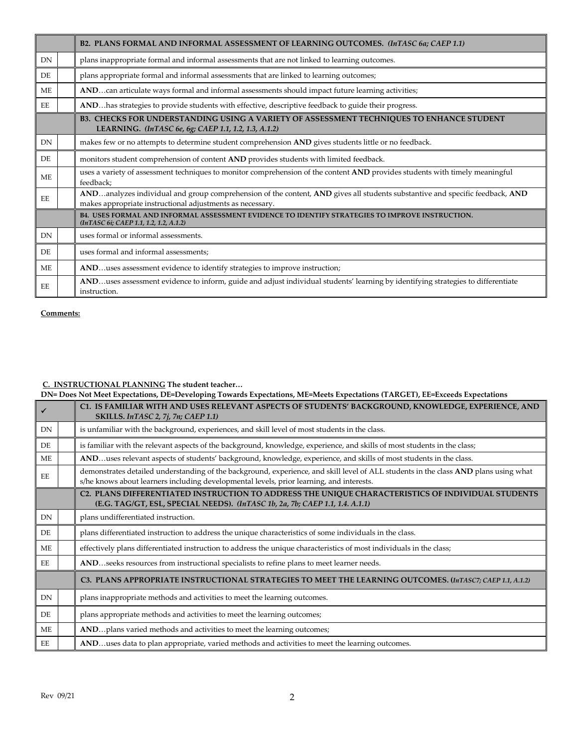| | | B2. PLANS FORMAL AND INFORMAL ASSESSMENT OF LEARNING OUTCOMES. *(InTASC 6a; CAEP 1.1)* |
|---|---|---|
| DN | | plans inappropriate formal and informal assessments that are not linked to learning outcomes. |
| DE | | plans appropriate formal and informal assessments that are linked to learning outcomes; |
| ME | | **AND**…can articulate ways formal and informal assessments should impact future learning activities; |
| EE | | **AND**…has strategies to provide students with effective, descriptive feedback to guide their progress. |
| | | **B3. CHECKS FOR UNDERSTANDING USING A VARIETY OF ASSESSMENT TECHNIQUES TO ENHANCE STUDENT LEARNING. (*InTASC 6e, 6g; CAEP 1.1, 1.2, 1.3, A.1.2)*** |
| DN | | makes few or no attempts to determine student comprehension **AND** gives students little or no feedback. |
| DE | | monitors student comprehension of content **AND** provides students with limited feedback. |
| ME | | uses a variety of assessment techniques to monitor comprehension of the content **AND** provides students with timely meaningful feedback; |
| EE | | **AND**…analyzes individual and group comprehension of the content, **AND** gives all students substantive and specific feedback, **AND** makes appropriate instructional adjustments as necessary. |
| | | **B4. USES FORMAL AND INFORMAL ASSESSMENT EVIDENCE TO IDENTIFY STRATEGIES TO IMPROVE INSTRUCTION. *(InTASC 6i; CAEP 1.1, 1.2, 1.2, A.1.2)*** |
| DN | | uses formal or informal assessments. |
| DE | | uses formal and informal assessments; |
| ME | | **AND**…uses assessment evidence to identify strategies to improve instruction; |
| EE | | **AND**…uses assessment evidence to inform, guide and adjust individual students' learning by identifying strategies to differentiate instruction. |

**Comments:**

**C. INSTRUCTIONAL PLANNING The student teacher…**

**DN= Does Not Meet Expectations, DE=Developing Towards Expectations, ME=Meets Expectations (TARGET), EE=Exceeds Expectations**

| ✓ | | **C1. IS FAMILIAR WITH AND USES RELEVANT ASPECTS OF STUDENTS' BACKGROUND, KNOWLEDGE, EXPERIENCE, AND SKILLS. *InTASC 2, 7j, 7n; CAEP 1.1)*** |
|---|---|---|
| DN | | is unfamiliar with the background, experiences, and skill level of most students in the class. |
| DE | | is familiar with the relevant aspects of the background, knowledge, experience, and skills of most students in the class; |
| ME | | **AND**…uses relevant aspects of students' background, knowledge, experience, and skills of most students in the class. |
| EE | | demonstrates detailed understanding of the background, experience, and skill level of ALL students in the class **AND** plans using what s/he knows about learners including developmental levels, prior learning, and interests. |
| | | **C2. PLANS DIFFERENTIATED INSTRUCTION TO ADDRESS THE UNIQUE CHARACTERISTICS OF INDIVIDUAL STUDENTS (E.G. TAG/GT, ESL, SPECIAL NEEDS). *(InTASC 1b, 2a, 7b; CAEP 1.1, 1.4. A.1.1)*** |
| DN | | plans undifferentiated instruction. |
| DE | | plans differentiated instruction to address the unique characteristics of some individuals in the class. |
| ME | | effectively plans differentiated instruction to address the unique characteristics of most individuals in the class; |
| EE | | **AND**…seeks resources from instructional specialists to refine plans to meet learner needs. |
| | | **C3. PLANS APPROPRIATE INSTRUCTIONAL STRATEGIES TO MEET THE LEARNING OUTCOMES. (*InTASC7; CAEP 1.1, A.1.2)*** |
| DN | | plans inappropriate methods and activities to meet the learning outcomes. |
| DE | | plans appropriate methods and activities to meet the learning outcomes; |
| ME | | **AND**…plans varied methods and activities to meet the learning outcomes; |
| EE | | **AND**…uses data to plan appropriate, varied methods and activities to meet the learning outcomes. |

Rev 09/21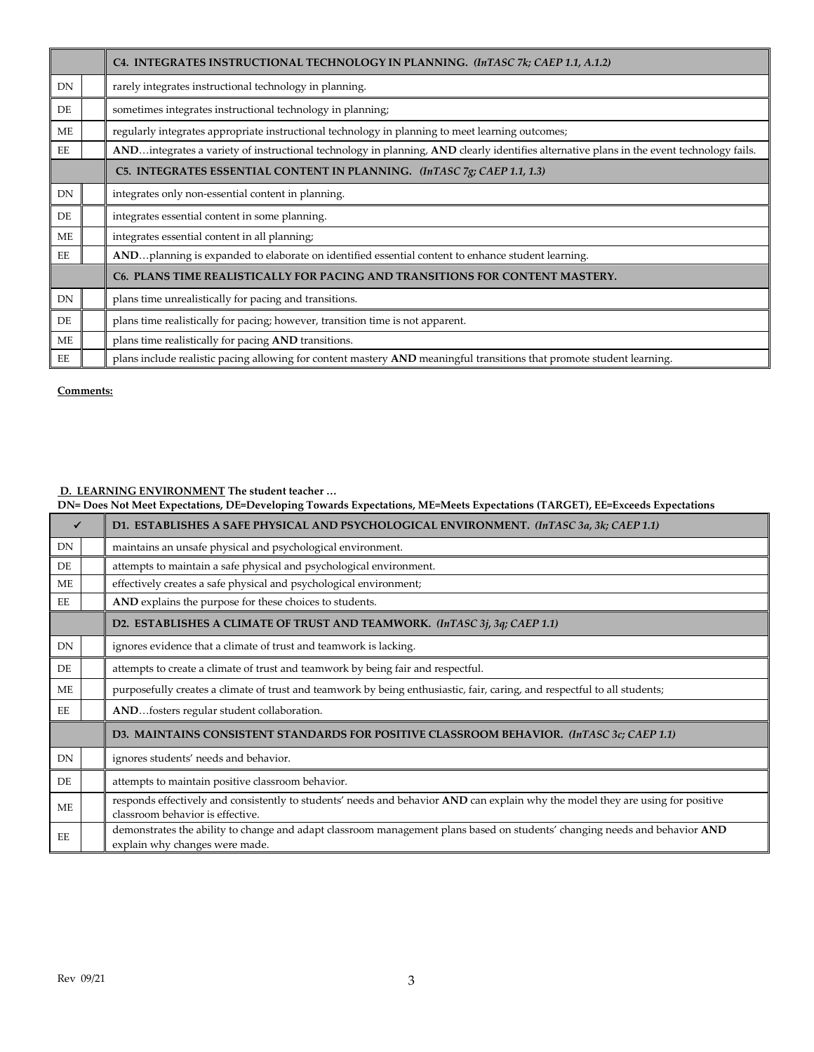|  |  | **C4. INTEGRATES INSTRUCTIONAL TECHNOLOGY IN PLANNING.** *(InTASC 7k; CAEP 1.1, A.1.2)* |
|---|---|---|
| DN |  | rarely integrates instructional technology in planning. |
| DE |  | sometimes integrates instructional technology in planning; |
| ME |  | regularly integrates appropriate instructional technology in planning to meet learning outcomes; |
| EE |  | **AND**…integrates a variety of instructional technology in planning, **AND** clearly identifies alternative plans in the event technology fails. |
|  |  | **C5. INTEGRATES ESSENTIAL CONTENT IN PLANNING.** *(InTASC 7g; CAEP 1.1, 1.3)* |
| DN |  | integrates only non-essential content in planning. |
| DE |  | integrates essential content in some planning. |
| ME |  | integrates essential content in all planning; |
| EE |  | **AND**…planning is expanded to elaborate on identified essential content to enhance student learning. |
|  |  | **C6. PLANS TIME REALISTICALLY FOR PACING AND TRANSITIONS FOR CONTENT MASTERY.** |
| DN |  | plans time unrealistically for pacing and transitions. |
| DE |  | plans time realistically for pacing; however, transition time is not apparent. |
| ME |  | plans time realistically for pacing **AND** transitions. |
| EE |  | plans include realistic pacing allowing for content mastery **AND** meaningful transitions that promote student learning. |

**Comments:**

**D. LEARNING ENVIRONMENT The student teacher …**

**DN= Does Not Meet Expectations, DE=Developing Towards Expectations, ME=Meets Expectations (TARGET), EE=Exceeds Expectations**

| ✓ |  | **D1. ESTABLISHES A SAFE PHYSICAL AND PSYCHOLOGICAL ENVIRONMENT.** *(InTASC 3a, 3k; CAEP 1.1)* |
|---|---|---|
| DN |  | maintains an unsafe physical and psychological environment. |
| DE |  | attempts to maintain a safe physical and psychological environment. |
| ME |  | effectively creates a safe physical and psychological environment; |
| EE |  | **AND** explains the purpose for these choices to students. |
|  |  | **D2. ESTABLISHES A CLIMATE OF TRUST AND TEAMWORK.** *(InTASC 3j, 3q; CAEP 1.1)* |
| DN |  | ignores evidence that a climate of trust and teamwork is lacking. |
| DE |  | attempts to create a climate of trust and teamwork by being fair and respectful. |
| ME |  | purposefully creates a climate of trust and teamwork by being enthusiastic, fair, caring, and respectful to all students; |
| EE |  | **AND**…fosters regular student collaboration. |
|  |  | **D3. MAINTAINS CONSISTENT STANDARDS FOR POSITIVE CLASSROOM BEHAVIOR.** *(InTASC 3c; CAEP 1.1)* |
| DN |  | ignores students' needs and behavior. |
| DE |  | attempts to maintain positive classroom behavior. |
| ME |  | responds effectively and consistently to students' needs and behavior **AND** can explain why the model they are using for positive classroom behavior is effective. |
| EE |  | demonstrates the ability to change and adapt classroom management plans based on students' changing needs and behavior **AND** explain why changes were made. |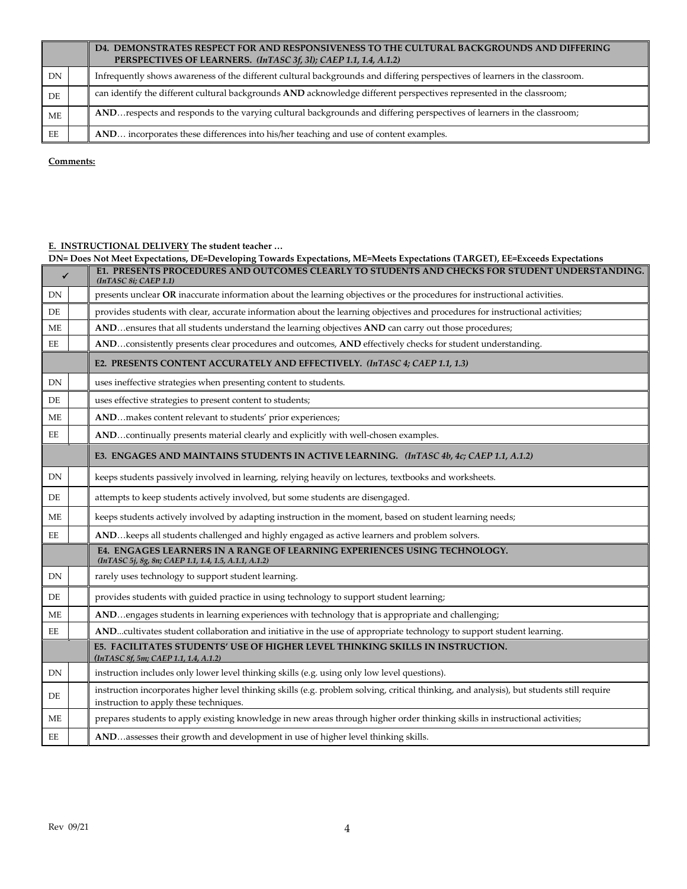| | | **D4. DEMONSTRATES RESPECT FOR AND RESPONSIVENESS TO THE CULTURAL BACKGROUNDS AND DIFFERING PERSPECTIVES OF LEARNERS.** *(InTASC 3f, 3l); CAEP 1.1, 1.4, A.1.2)* |
|---|---|---|
| DN | | Infrequently shows awareness of the different cultural backgrounds and differing perspectives of learners in the classroom. |
| DE | | can identify the different cultural backgrounds **AND** acknowledge different perspectives represented in the classroom; |
| ME | | **AND**…respects and responds to the varying cultural backgrounds and differing perspectives of learners in the classroom; |
| EE | | **AND**… incorporates these differences into his/her teaching and use of content examples. |

**Comments:**

**E. INSTRUCTIONAL DELIVERY The student teacher …**

**DN= Does Not Meet Expectations, DE=Developing Towards Expectations, ME=Meets Expectations (TARGET), EE=Exceeds Expectations**

| ✓ | | **E1. PRESENTS PROCEDURES AND OUTCOMES CLEARLY TO STUDENTS AND CHECKS FOR STUDENT UNDERSTANDING.** *(InTASC 8i; CAEP 1.1)* |
|---|---|---|
| DN | | presents unclear **OR** inaccurate information about the learning objectives or the procedures for instructional activities. |
| DE | | provides students with clear, accurate information about the learning objectives and procedures for instructional activities; |
| ME | | **AND**…ensures that all students understand the learning objectives **AND** can carry out those procedures; |
| EE | | **AND**…consistently presents clear procedures and outcomes, **AND** effectively checks for student understanding. |
| | | **E2. PRESENTS CONTENT ACCURATELY AND EFFECTIVELY.** *(InTASC 4; CAEP 1.1, 1.3)* |
| DN | | uses ineffective strategies when presenting content to students. |
| DE | | uses effective strategies to present content to students; |
| ME | | **AND**…makes content relevant to students' prior experiences; |
| EE | | **AND**…continually presents material clearly and explicitly with well-chosen examples. |
| | | **E3. ENGAGES AND MAINTAINS STUDENTS IN ACTIVE LEARNING.** *(InTASC 4b, 4c; CAEP 1.1, A.1.2)* |
| DN | | keeps students passively involved in learning, relying heavily on lectures, textbooks and worksheets. |
| DE | | attempts to keep students actively involved, but some students are disengaged. |
| ME | | keeps students actively involved by adapting instruction in the moment, based on student learning needs; |
| EE | | **AND**…keeps all students challenged and highly engaged as active learners and problem solvers. |
| | | **E4. ENGAGES LEARNERS IN A RANGE OF LEARNING EXPERIENCES USING TECHNOLOGY.** *(InTASC 5j, 8g, 8n; CAEP 1.1, 1.4, 1.5, A.1.1, A.1.2)* |
| DN | | rarely uses technology to support student learning. |
| DE | | provides students with guided practice in using technology to support student learning; |
| ME | | **AND**…engages students in learning experiences with technology that is appropriate and challenging; |
| EE | | **AND**...cultivates student collaboration and initiative in the use of appropriate technology to support student learning. |
| | | **E5. FACILITATES STUDENTS' USE OF HIGHER LEVEL THINKING SKILLS IN INSTRUCTION.** *(InTASC 8f, 5m; CAEP 1.1, 1.4, A.1.2)* |
| DN | | instruction includes only lower level thinking skills (e.g. using only low level questions). |
| DE | | instruction incorporates higher level thinking skills (e.g. problem solving, critical thinking, and analysis), but students still require instruction to apply these techniques. |
| ME | | prepares students to apply existing knowledge in new areas through higher order thinking skills in instructional activities; |
| EE | | **AND**…assesses their growth and development in use of higher level thinking skills. |

Rev 09/21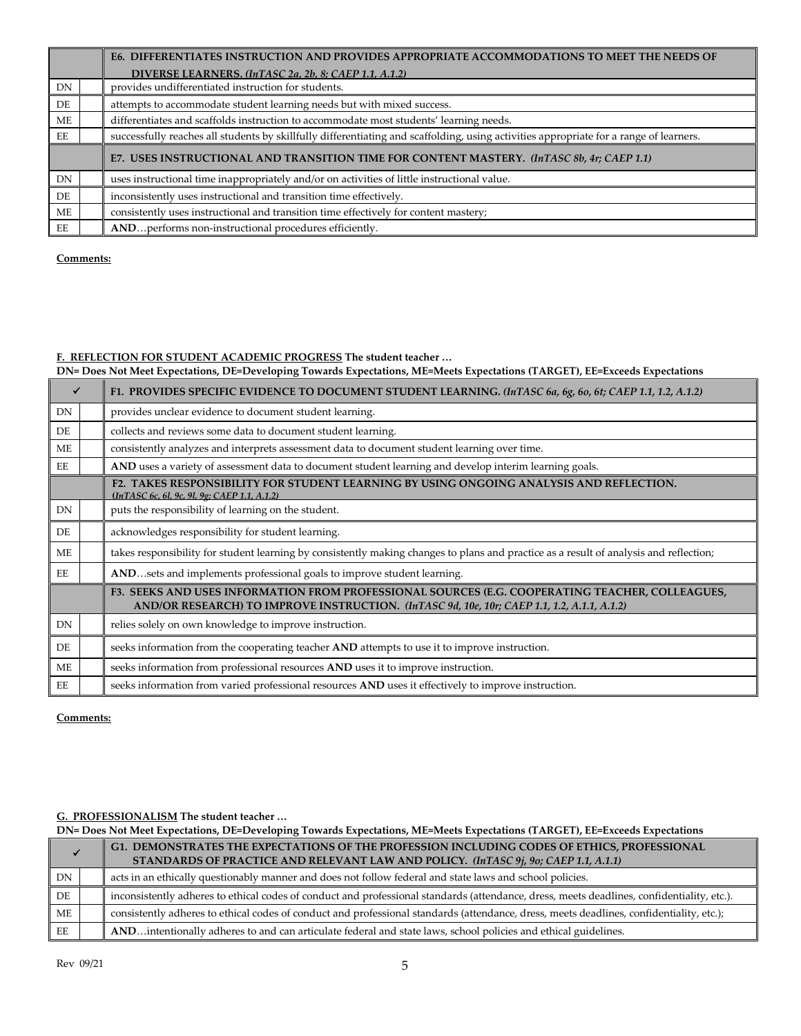| | | E6. DIFFERENTIATES INSTRUCTION AND PROVIDES APPROPRIATE ACCOMMODATIONS TO MEET THE NEEDS OF DIVERSE LEARNERS. *(InTASC 2a, 2b, 8; CAEP 1.1, A.1.2)* |
|---|---|---|
| DN | | provides undifferentiated instruction for students. |
| DE | | attempts to accommodate student learning needs but with mixed success. |
| ME | | differentiates and scaffolds instruction to accommodate most students' learning needs. |
| EE | | successfully reaches all students by skillfully differentiating and scaffolding, using activities appropriate for a range of learners. |
| | | **E7. USES INSTRUCTIONAL AND TRANSITION TIME FOR CONTENT MASTERY.** *(InTASC 8b, 4r; CAEP 1.1)* |
| DN | | uses instructional time inappropriately and/or on activities of little instructional value. |
| DE | | inconsistently uses instructional and transition time effectively. |
| ME | | consistently uses instructional and transition time effectively for content mastery; |
| EE | | **AND**…performs non-instructional procedures efficiently. |

**Comments:**

**F. REFLECTION FOR STUDENT ACADEMIC PROGRESS The student teacher …**

**DN= Does Not Meet Expectations, DE=Developing Towards Expectations, ME=Meets Expectations (TARGET), EE=Exceeds Expectations**

| ✓ | | F1. PROVIDES SPECIFIC EVIDENCE TO DOCUMENT STUDENT LEARNING. *(InTASC 6a, 6g, 6o, 6t; CAEP 1.1, 1.2, A.1.2)* |
|---|---|---|
| DN | | provides unclear evidence to document student learning. |
| DE | | collects and reviews some data to document student learning. |
| ME | | consistently analyzes and interprets assessment data to document student learning over time. |
| EE | | **AND** uses a variety of assessment data to document student learning and develop interim learning goals. |
| | | **F2. TAKES RESPONSIBILITY FOR STUDENT LEARNING BY USING ONGOING ANALYSIS AND REFLECTION.** *(InTASC 6c, 6l, 9c, 9l, 9g; CAEP 1.1, A.1.2)* |
| DN | | puts the responsibility of learning on the student. |
| DE | | acknowledges responsibility for student learning. |
| ME | | takes responsibility for student learning by consistently making changes to plans and practice as a result of analysis and reflection; |
| EE | | **AND**…sets and implements professional goals to improve student learning. |
| | | **F3. SEEKS AND USES INFORMATION FROM PROFESSIONAL SOURCES (E.G. COOPERATING TEACHER, COLLEAGUES, AND/OR RESEARCH) TO IMPROVE INSTRUCTION.** *(InTASC 9d, 10e, 10r; CAEP 1.1, 1.2, A.1.1, A.1.2)* |
| DN | | relies solely on own knowledge to improve instruction. |
| DE | | seeks information from the cooperating teacher **AND** attempts to use it to improve instruction. |
| ME | | seeks information from professional resources **AND** uses it to improve instruction. |
| EE | | seeks information from varied professional resources **AND** uses it effectively to improve instruction. |

**Comments:**

**G. PROFESSIONALISM The student teacher …**

**DN= Does Not Meet Expectations, DE=Developing Towards Expectations, ME=Meets Expectations (TARGET), EE=Exceeds Expectations**

| ✓ | | G1. DEMONSTRATES THE EXPECTATIONS OF THE PROFESSION INCLUDING CODES OF ETHICS, PROFESSIONAL STANDARDS OF PRACTICE AND RELEVANT LAW AND POLICY. *(InTASC 9j, 9o; CAEP 1.1, A.1.1)* |
|---|---|---|
| DN | | acts in an ethically questionably manner and does not follow federal and state laws and school policies. |
| DE | | inconsistently adheres to ethical codes of conduct and professional standards (attendance, dress, meets deadlines, confidentiality, etc.). |
| ME | | consistently adheres to ethical codes of conduct and professional standards (attendance, dress, meets deadlines, confidentiality, etc.); |
| EE | | **AND**…intentionally adheres to and can articulate federal and state laws, school policies and ethical guidelines. |

Rev 09/21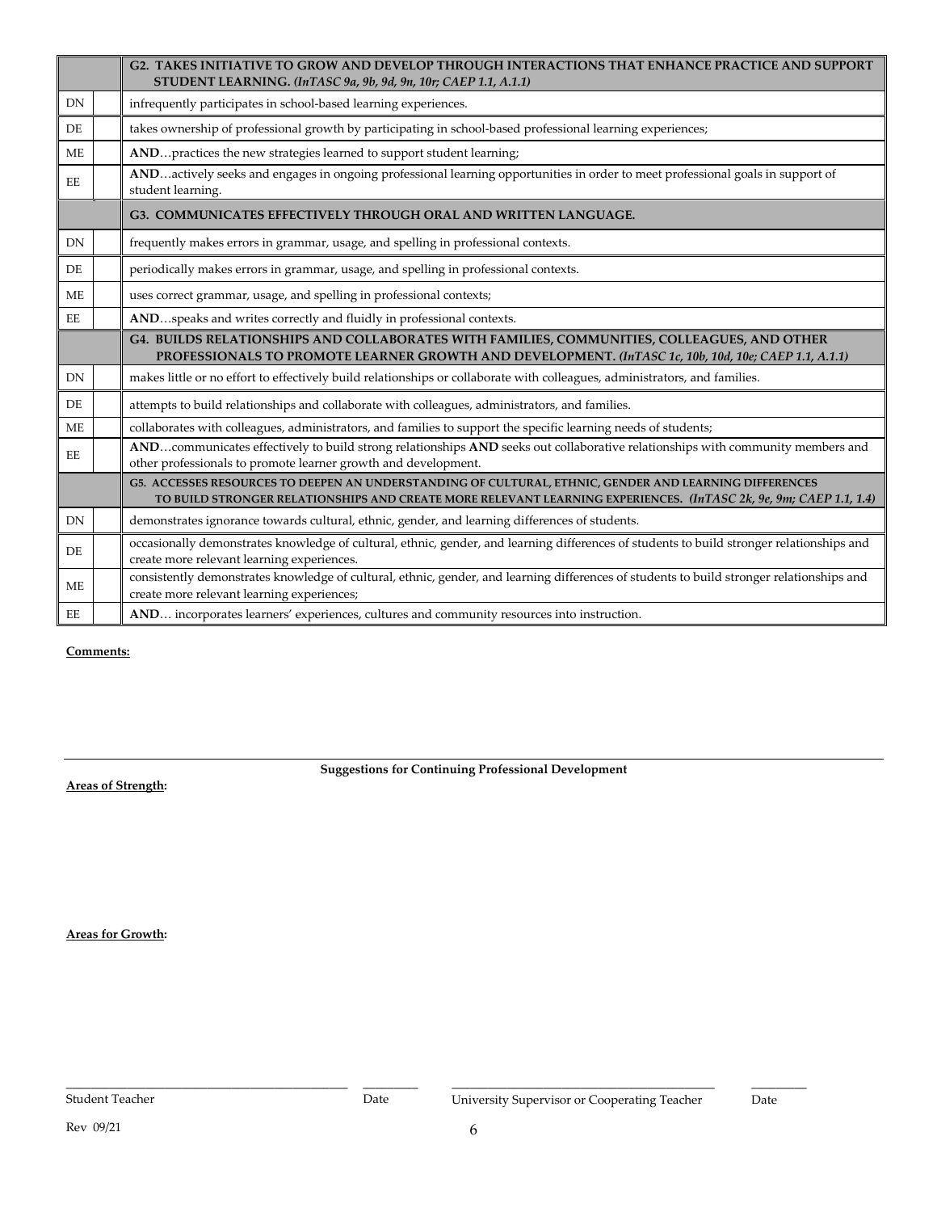| | | |
|---|---|---|
| | | **G2. TAKES INITIATIVE TO GROW AND DEVELOP THROUGH INTERACTIONS THAT ENHANCE PRACTICE AND SUPPORT STUDENT LEARNING.** ***(InTASC 9a, 9b, 9d, 9n, 10r; CAEP 1.1, A.1.1)*** |
| DN | | infrequently participates in school-based learning experiences. |
| DE | | takes ownership of professional growth by participating in school-based professional learning experiences; |
| ME | | **AND**…practices the new strategies learned to support student learning; |
| EE | | **AND**…actively seeks and engages in ongoing professional learning opportunities in order to meet professional goals in support of student learning. |
| | | **G3. COMMUNICATES EFFECTIVELY THROUGH ORAL AND WRITTEN LANGUAGE.** |
| DN | | frequently makes errors in grammar, usage, and spelling in professional contexts. |
| DE | | periodically makes errors in grammar, usage, and spelling in professional contexts. |
| ME | | uses correct grammar, usage, and spelling in professional contexts; |
| EE | | **AND**…speaks and writes correctly and fluidly in professional contexts. |
| | | **G4. BUILDS RELATIONSHIPS AND COLLABORATES WITH FAMILIES, COMMUNITIES, COLLEAGUES, AND OTHER PROFESSIONALS TO PROMOTE LEARNER GROWTH AND DEVELOPMENT.** ***(InTASC 1c, 10b, 10d, 10e; CAEP 1.1, A.1.1)*** |
| DN | | makes little or no effort to effectively build relationships or collaborate with colleagues, administrators, and families. |
| DE | | attempts to build relationships and collaborate with colleagues, administrators, and families. |
| ME | | collaborates with colleagues, administrators, and families to support the specific learning needs of students; |
| EE | | **AND**…communicates effectively to build strong relationships **AND** seeks out collaborative relationships with community members and other professionals to promote learner growth and development. |
| | | **G5. ACCESSES RESOURCES TO DEEPEN AN UNDERSTANDING OF CULTURAL, ETHNIC, GENDER AND LEARNING DIFFERENCES TO BUILD STRONGER RELATIONSHIPS AND CREATE MORE RELEVANT LEARNING EXPERIENCES.** ***(InTASC 2k, 9e, 9m; CAEP 1.1, 1.4)*** |
| DN | | demonstrates ignorance towards cultural, ethnic, gender, and learning differences of students. |
| DE | | occasionally demonstrates knowledge of cultural, ethnic, gender, and learning differences of students to build stronger relationships and create more relevant learning experiences. |
| ME | | consistently demonstrates knowledge of cultural, ethnic, gender, and learning differences of students to build stronger relationships and create more relevant learning experiences; |
| EE | | **AND**… incorporates learners' experiences, cultures and community resources into instruction. |

**Comments:**

**Suggestions for Continuing Professional Development**

**Areas of Strength:**

**Areas for Growth:**

\_\_\_\_\_\_\_\_\_\_\_\_\_\_\_\_\_\_\_\_\_\_\_\_\_\_\_\_\_\_\_\_\_\_\_\_ \_\_\_\_\_\_\_\_ \_\_\_\_\_\_\_\_\_\_\_\_\_\_\_\_\_\_\_\_\_\_\_\_\_\_\_\_\_\_\_\_\_\_\_\_ \_\_\_\_\_\_\_\_

Student Teacher &nbsp;&nbsp;&nbsp; Date &nbsp;&nbsp;&nbsp; University Supervisor or Cooperating Teacher &nbsp;&nbsp;&nbsp; Date

Rev 09/21